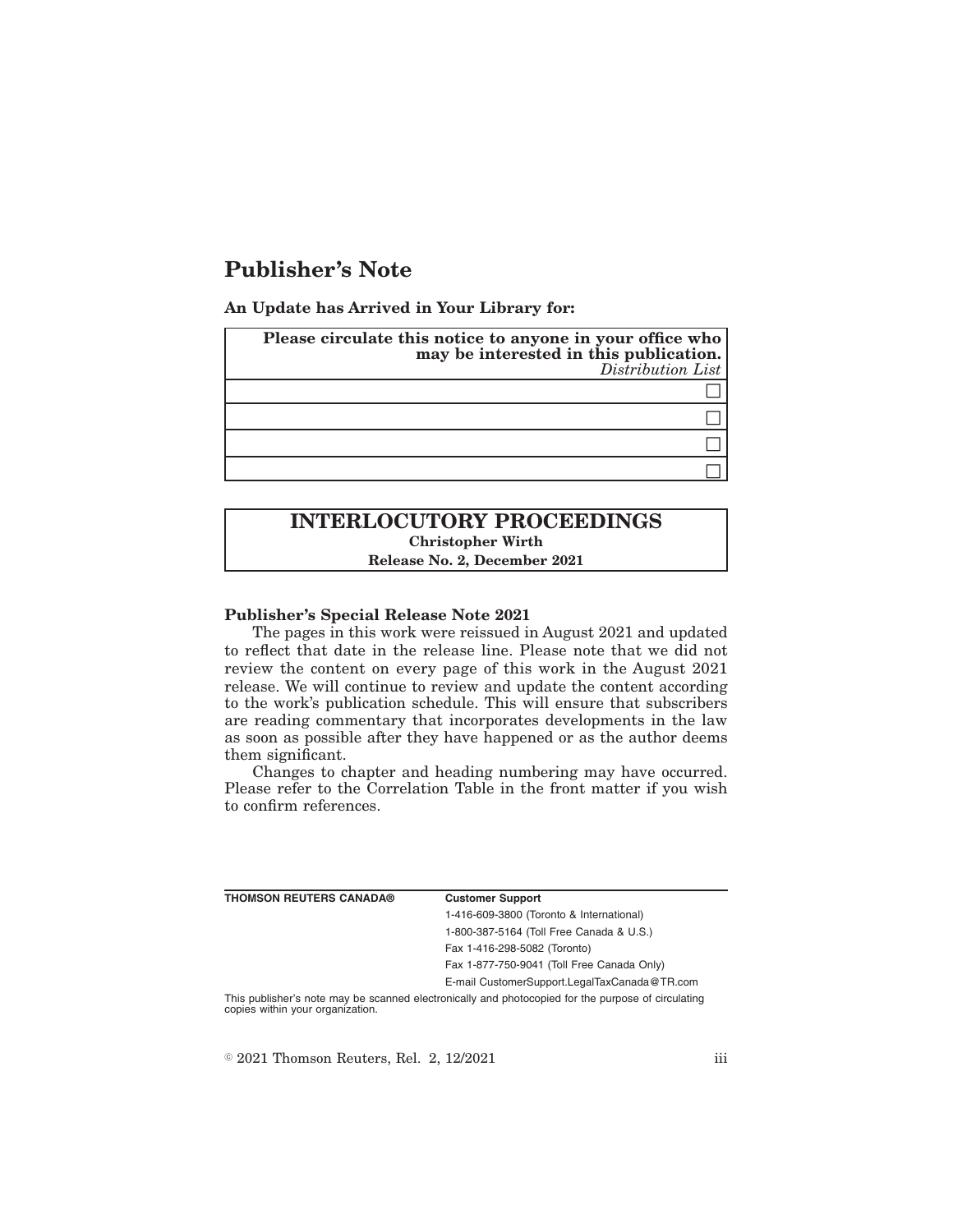# Publisher's Note

**An Update has Arrived in Your Library for:**

| **Please circulate this notice to anyone in your office who may be interested in this publication.** *Distribution List* |
| --- |
| ☐ |
| ☐ |
| ☐ |
| ☐ |

## INTERLOCUTORY PROCEEDINGS

**Christopher Wirth**

**Release No. 2, December 2021**

**Publisher's Special Release Note 2021**

The pages in this work were reissued in August 2021 and updated to reflect that date in the release line. Please note that we did not review the content on every page of this work in the August 2021 release. We will continue to review and update the content according to the work's publication schedule. This will ensure that subscribers are reading commentary that incorporates developments in the law as soon as possible after they have happened or as the author deems them significant.

Changes to chapter and heading numbering may have occurred. Please refer to the Correlation Table in the front matter if you wish to confirm references.

| **THOMSON REUTERS CANADA®** | **Customer Support** |
| --- | --- |
| | 1-416-609-3800 (Toronto & International) |
| | 1-800-387-5164 (Toll Free Canada & U.S.) |
| | Fax 1-416-298-5082 (Toronto) |
| | Fax 1-877-750-9041 (Toll Free Canada Only) |
| | E-mail CustomerSupport.LegalTaxCanada@TR.com |

This publisher's note may be scanned electronically and photocopied for the purpose of circulating copies within your organization.

© 2021 Thomson Reuters, Rel. 2, 12/2021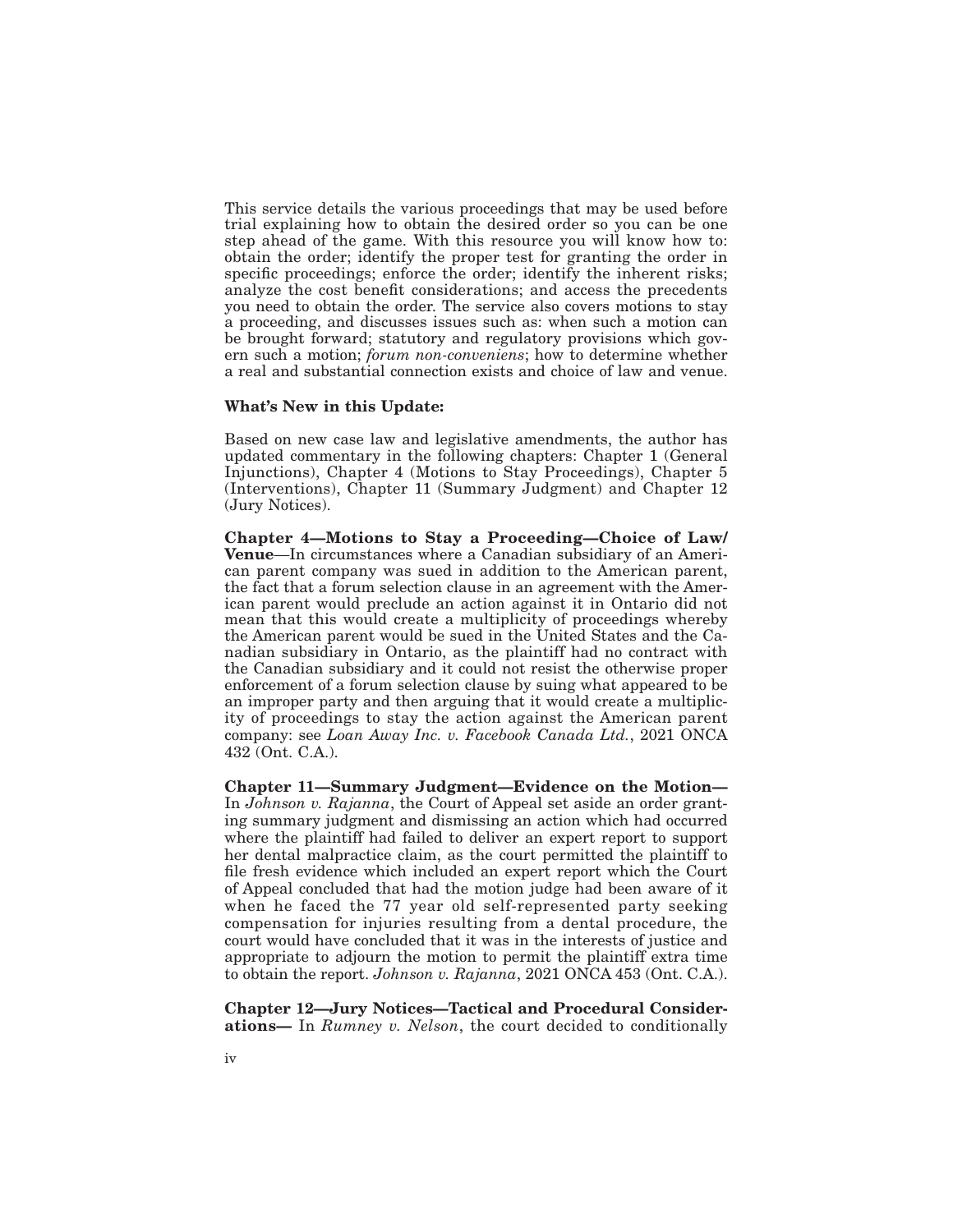This service details the various proceedings that may be used before trial explaining how to obtain the desired order so you can be one step ahead of the game. With this resource you will know how to: obtain the order; identify the proper test for granting the order in specific proceedings; enforce the order; identify the inherent risks; analyze the cost benefit considerations; and access the precedents you need to obtain the order. The service also covers motions to stay a proceeding, and discusses issues such as: when such a motion can be brought forward; statutory and regulatory provisions which govern such a motion; *forum non-conveniens*; how to determine whether a real and substantial connection exists and choice of law and venue.

**What's New in this Update:**

Based on new case law and legislative amendments, the author has updated commentary in the following chapters: Chapter 1 (General Injunctions), Chapter 4 (Motions to Stay Proceedings), Chapter 5 (Interventions), Chapter 11 (Summary Judgment) and Chapter 12 (Jury Notices).

**Chapter 4—Motions to Stay a Proceeding—Choice of Law/ Venue**—In circumstances where a Canadian subsidiary of an American parent company was sued in addition to the American parent, the fact that a forum selection clause in an agreement with the American parent would preclude an action against it in Ontario did not mean that this would create a multiplicity of proceedings whereby the American parent would be sued in the United States and the Canadian subsidiary in Ontario, as the plaintiff had no contract with the Canadian subsidiary and it could not resist the otherwise proper enforcement of a forum selection clause by suing what appeared to be an improper party and then arguing that it would create a multiplicity of proceedings to stay the action against the American parent company: see *Loan Away Inc. v. Facebook Canada Ltd.*, 2021 ONCA 432 (Ont. C.A.).

**Chapter 11—Summary Judgment—Evidence on the Motion—** In *Johnson v. Rajanna*, the Court of Appeal set aside an order granting summary judgment and dismissing an action which had occurred where the plaintiff had failed to deliver an expert report to support her dental malpractice claim, as the court permitted the plaintiff to file fresh evidence which included an expert report which the Court of Appeal concluded that had the motion judge had been aware of it when he faced the 77 year old self-represented party seeking compensation for injuries resulting from a dental procedure, the court would have concluded that it was in the interests of justice and appropriate to adjourn the motion to permit the plaintiff extra time to obtain the report. *Johnson v. Rajanna*, 2021 ONCA 453 (Ont. C.A.).

**Chapter 12—Jury Notices—Tactical and Procedural Considerations—** In *Rumney v. Nelson*, the court decided to conditionally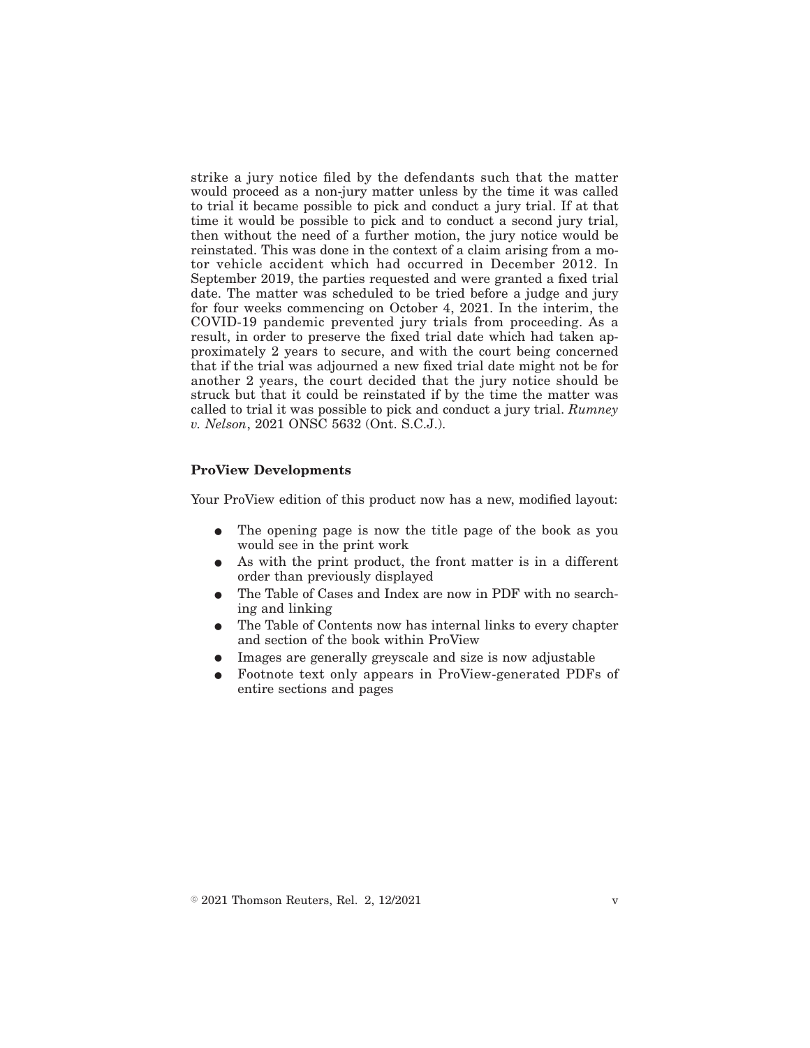strike a jury notice filed by the defendants such that the matter would proceed as a non-jury matter unless by the time it was called to trial it became possible to pick and conduct a jury trial. If at that time it would be possible to pick and to conduct a second jury trial, then without the need of a further motion, the jury notice would be reinstated. This was done in the context of a claim arising from a motor vehicle accident which had occurred in December 2012. In September 2019, the parties requested and were granted a fixed trial date. The matter was scheduled to be tried before a judge and jury for four weeks commencing on October 4, 2021. In the interim, the COVID-19 pandemic prevented jury trials from proceeding. As a result, in order to preserve the fixed trial date which had taken approximately 2 years to secure, and with the court being concerned that if the trial was adjourned a new fixed trial date might not be for another 2 years, the court decided that the jury notice should be struck but that it could be reinstated if by the time the matter was called to trial it was possible to pick and conduct a jury trial. *Rumney v. Nelson*, 2021 ONSC 5632 (Ont. S.C.J.).

**ProView Developments**

Your ProView edition of this product now has a new, modified layout:

- The opening page is now the title page of the book as you would see in the print work
- As with the print product, the front matter is in a different order than previously displayed
- The Table of Cases and Index are now in PDF with no searching and linking
- The Table of Contents now has internal links to every chapter and section of the book within ProView
- Images are generally greyscale and size is now adjustable
- Footnote text only appears in ProView-generated PDFs of entire sections and pages